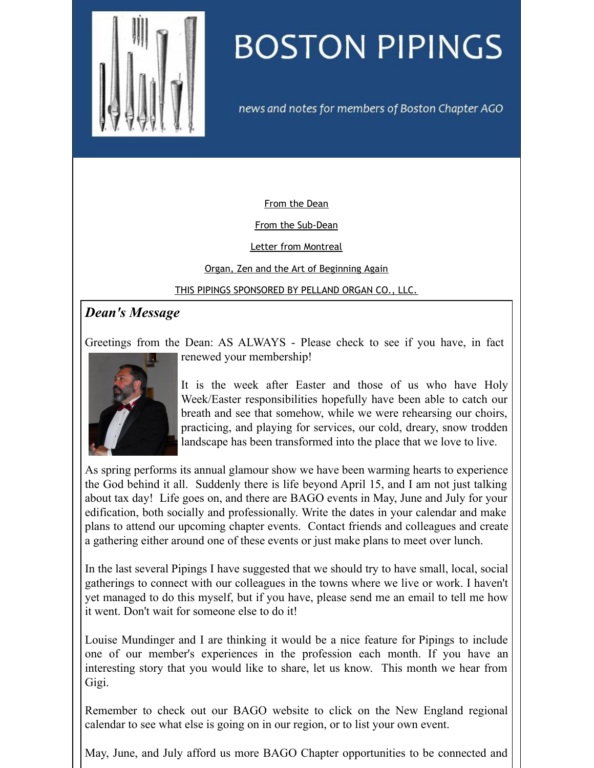# BOSTON PIPINGS

*news and notes for members of Boston Chapter AGO*

From the Dean

From the Sub-Dean

Letter from Montreal

Organ, Zen and the Art of Beginning Again

THIS PIPINGS SPONSORED BY PELLAND ORGAN CO., LLC.

## *Dean's Message*

Greetings from the Dean: AS ALWAYS - Please check to see if you have, in fact renewed your membership!

It is the week after Easter and those of us who have Holy Week/Easter responsibilities hopefully have been able to catch our breath and see that somehow, while we were rehearsing our choirs, practicing, and playing for services, our cold, dreary, snow trodden landscape has been transformed into the place that we love to live.

As spring performs its annual glamour show we have been warming hearts to experience the God behind it all. Suddenly there is life beyond April 15, and I am not just talking about tax day! Life goes on, and there are BAGO events in May, June and July for your edification, both socially and professionally. Write the dates in your calendar and make plans to attend our upcoming chapter events. Contact friends and colleagues and create a gathering either around one of these events or just make plans to meet over lunch.

In the last several Pipings I have suggested that we should try to have small, local, social gatherings to connect with our colleagues in the towns where we live or work. I haven't yet managed to do this myself, but if you have, please send me an email to tell me how it went. Don't wait for someone else to do it!

Louise Mundinger and I are thinking it would be a nice feature for Pipings to include one of our member's experiences in the profession each month. If you have an interesting story that you would like to share, let us know. This month we hear from Gigi.

Remember to check out our BAGO website to click on the New England regional calendar to see what else is going on in our region, or to list your own event.

May, June, and July afford us more BAGO Chapter opportunities to be connected and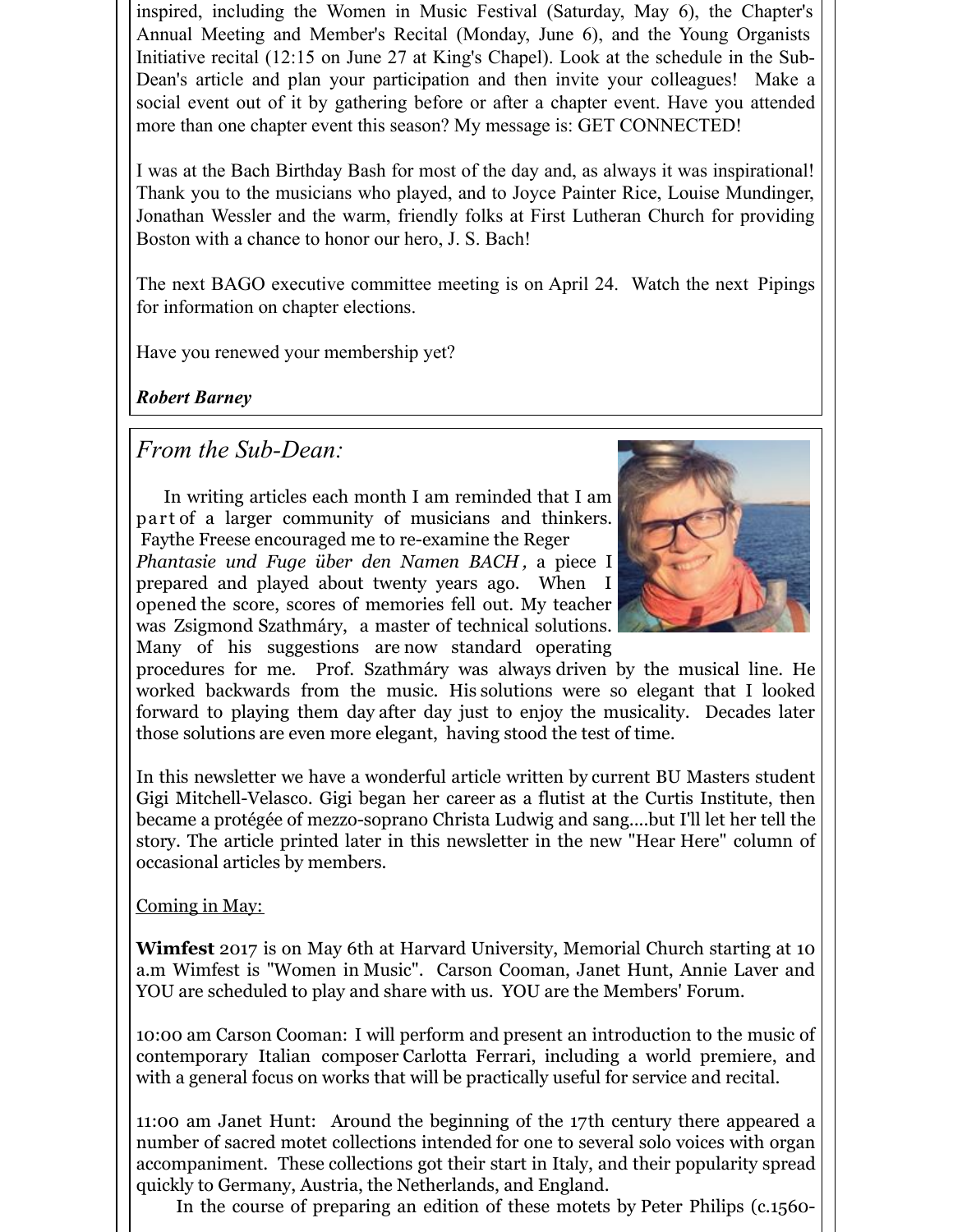inspired, including the Women in Music Festival (Saturday, May 6), the Chapter's Annual Meeting and Member's Recital (Monday, June 6), and the Young Organists Initiative recital (12:15 on June 27 at King's Chapel). Look at the schedule in the Sub-Dean's article and plan your participation and then invite your colleagues! Make a social event out of it by gathering before or after a chapter event. Have you attended more than one chapter event this season? My message is: GET CONNECTED!

I was at the Bach Birthday Bash for most of the day and, as always it was inspirational! Thank you to the musicians who played, and to Joyce Painter Rice, Louise Mundinger, Jonathan Wessler and the warm, friendly folks at First Lutheran Church for providing Boston with a chance to honor our hero, J. S. Bach!

The next BAGO executive committee meeting is on April 24. Watch the next Pipings for information on chapter elections.

Have you renewed your membership yet?

***Robert Barney***

## *From the Sub-Dean:*

In writing articles each month I am reminded that I am part of a larger community of musicians and thinkers. Faythe Freese encouraged me to re-examine the Reger *Phantasie und Fuge über den Namen BACH*, a piece I prepared and played about twenty years ago. When I opened the score, scores of memories fell out. My teacher was Zsigmond Szathmáry, a master of technical solutions. Many of his suggestions are now standard operating procedures for me. Prof. Szathmáry was always driven by the musical line. He worked backwards from the music. His solutions were so elegant that I looked forward to playing them day after day just to enjoy the musicality. Decades later those solutions are even more elegant, having stood the test of time.

In this newsletter we have a wonderful article written by current BU Masters student Gigi Mitchell-Velasco. Gigi began her career as a flutist at the Curtis Institute, then became a protégée of mezzo-soprano Christa Ludwig and sang....but I'll let her tell the story. The article printed later in this newsletter in the new "Hear Here" column of occasional articles by members.

Coming in May:

**Wimfest** 2017 is on May 6th at Harvard University, Memorial Church starting at 10 a.m Wimfest is "Women in Music". Carson Cooman, Janet Hunt, Annie Laver and YOU are scheduled to play and share with us. YOU are the Members' Forum.

10:00 am Carson Cooman: I will perform and present an introduction to the music of contemporary Italian composer Carlotta Ferrari, including a world premiere, and with a general focus on works that will be practically useful for service and recital.

11:00 am Janet Hunt: Around the beginning of the 17th century there appeared a number of sacred motet collections intended for one to several solo voices with organ accompaniment. These collections got their start in Italy, and their popularity spread quickly to Germany, Austria, the Netherlands, and England.

In the course of preparing an edition of these motets by Peter Philips (c.1560-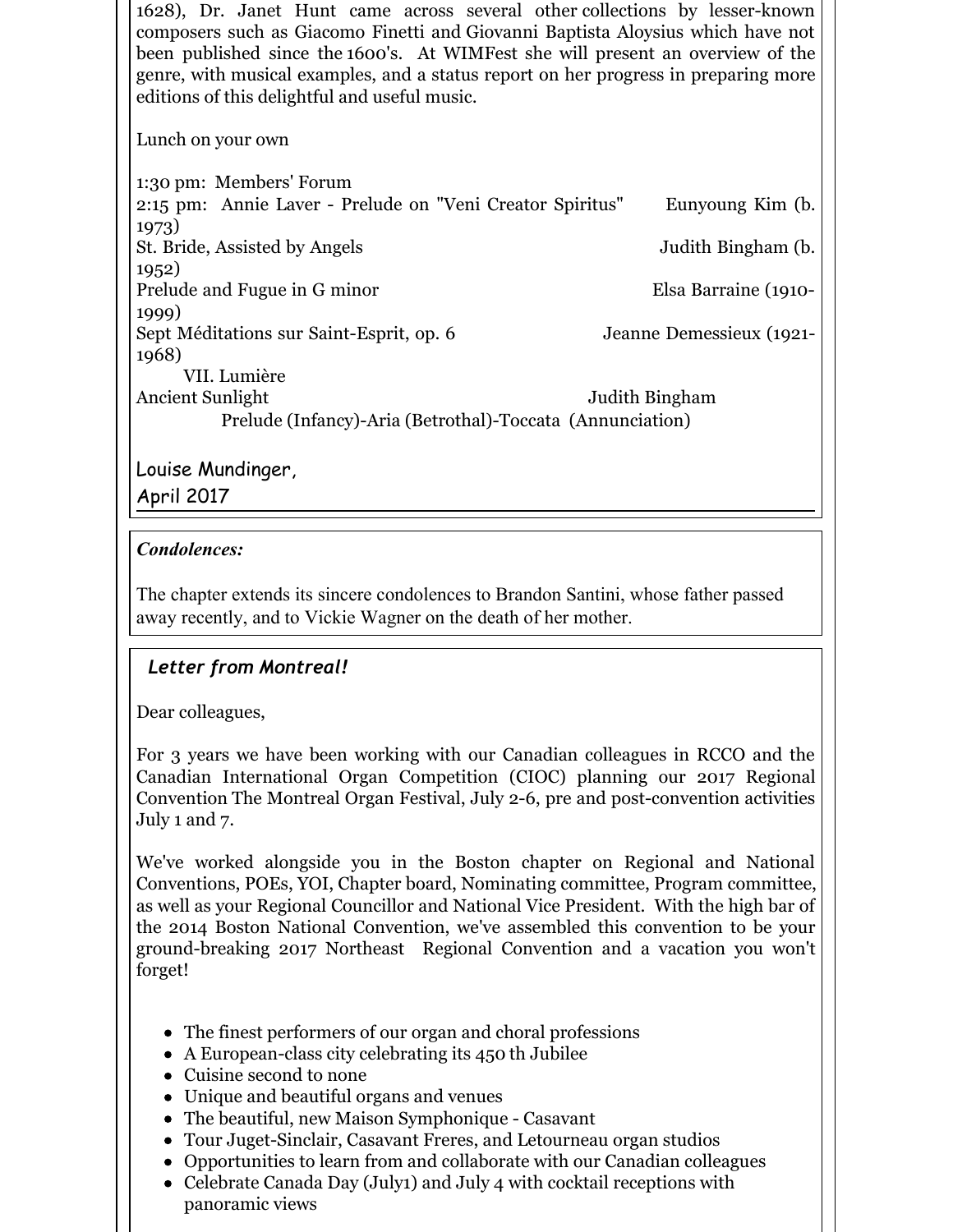1628), Dr. Janet Hunt came across several other collections by lesser-known composers such as Giacomo Finetti and Giovanni Baptista Aloysius which have not been published since the 1600's. At WIMFest she will present an overview of the genre, with musical examples, and a status report on her progress in preparing more editions of this delightful and useful music.

Lunch on your own

1:30 pm: Members' Forum
2:15 pm: Annie Laver - Prelude on "Veni Creator Spiritus" Eunyoung Kim (b. 1973)
St. Bride, Assisted by Angels Judith Bingham (b. 1952)
Prelude and Fugue in G minor Elsa Barraine (1910-1999)
Sept Méditations sur Saint-Esprit, op. 6 Jeanne Demessieux (1921-1968)
VII. Lumière
Ancient Sunlight Judith Bingham
Prelude (Infancy)-Aria (Betrothal)-Toccata (Annunciation)

Louise Mundinger,
April 2017

***Condolences:***

The chapter extends its sincere condolences to Brandon Santini, whose father passed away recently, and to Vickie Wagner on the death of her mother.

***Letter from Montreal!***

Dear colleagues,

For 3 years we have been working with our Canadian colleagues in RCCO and the Canadian International Organ Competition (CIOC) planning our 2017 Regional Convention The Montreal Organ Festival, July 2-6, pre and post-convention activities July 1 and 7.

We've worked alongside you in the Boston chapter on Regional and National Conventions, POEs, YOI, Chapter board, Nominating committee, Program committee, as well as your Regional Councillor and National Vice President. With the high bar of the 2014 Boston National Convention, we've assembled this convention to be your ground-breaking 2017 Northeast Regional Convention and a vacation you won't forget!

- The finest performers of our organ and choral professions
- A European-class city celebrating its 450 th Jubilee
- Cuisine second to none
- Unique and beautiful organs and venues
- The beautiful, new Maison Symphonique - Casavant
- Tour Juget-Sinclair, Casavant Freres, and Letourneau organ studios
- Opportunities to learn from and collaborate with our Canadian colleagues
- Celebrate Canada Day (July1) and July 4 with cocktail receptions with panoramic views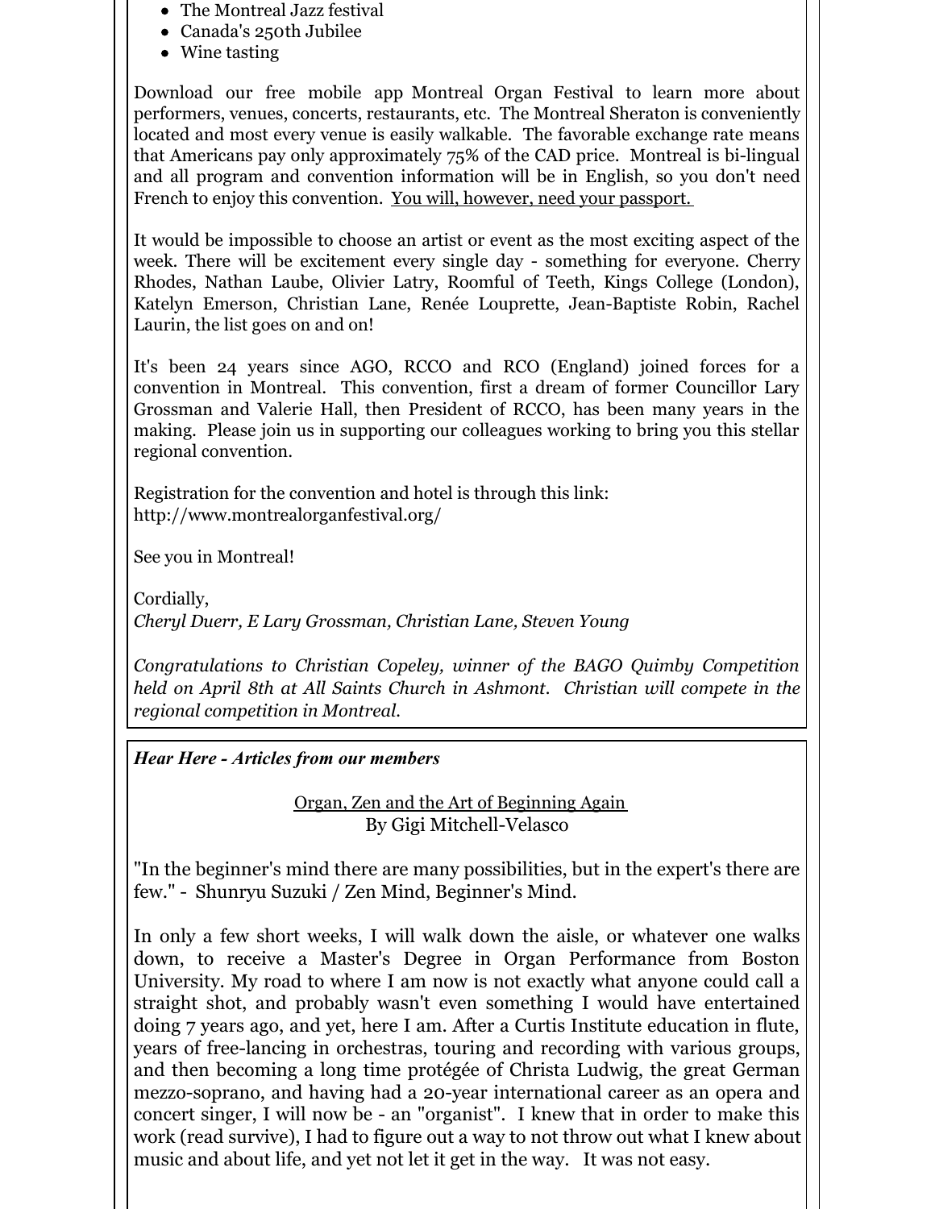- The Montreal Jazz festival
- Canada's 250th Jubilee
- Wine tasting

Download our free mobile app Montreal Organ Festival to learn more about performers, venues, concerts, restaurants, etc. The Montreal Sheraton is conveniently located and most every venue is easily walkable. The favorable exchange rate means that Americans pay only approximately 75% of the CAD price. Montreal is bi-lingual and all program and convention information will be in English, so you don't need French to enjoy this convention. <u>You will, however, need your passport.</u>

It would be impossible to choose an artist or event as the most exciting aspect of the week. There will be excitement every single day - something for everyone. Cherry Rhodes, Nathan Laube, Olivier Latry, Roomful of Teeth, Kings College (London), Katelyn Emerson, Christian Lane, Renée Louprette, Jean-Baptiste Robin, Rachel Laurin, the list goes on and on!

It's been 24 years since AGO, RCCO and RCO (England) joined forces for a convention in Montreal. This convention, first a dream of former Councillor Lary Grossman and Valerie Hall, then President of RCCO, has been many years in the making. Please join us in supporting our colleagues working to bring you this stellar regional convention.

Registration for the convention and hotel is through this link:
http://www.montrealorganfestival.org/

See you in Montreal!

Cordially,
*Cheryl Duerr, E Lary Grossman, Christian Lane, Steven Young*

*Congratulations to Christian Copeley, winner of the BAGO Quimby Competition held on April 8th at All Saints Church in Ashmont. Christian will compete in the regional competition in Montreal.*

***Hear Here - Articles from our members***

<u>Organ, Zen and the Art of Beginning Again</u>
By Gigi Mitchell-Velasco

"In the beginner's mind there are many possibilities, but in the expert's there are few." - Shunryu Suzuki / Zen Mind, Beginner's Mind.

In only a few short weeks, I will walk down the aisle, or whatever one walks down, to receive a Master's Degree in Organ Performance from Boston University. My road to where I am now is not exactly what anyone could call a straight shot, and probably wasn't even something I would have entertained doing 7 years ago, and yet, here I am. After a Curtis Institute education in flute, years of free-lancing in orchestras, touring and recording with various groups, and then becoming a long time protégée of Christa Ludwig, the great German mezzo-soprano, and having had a 20-year international career as an opera and concert singer, I will now be - an "organist". I knew that in order to make this work (read survive), I had to figure out a way to not throw out what I knew about music and about life, and yet not let it get in the way. It was not easy.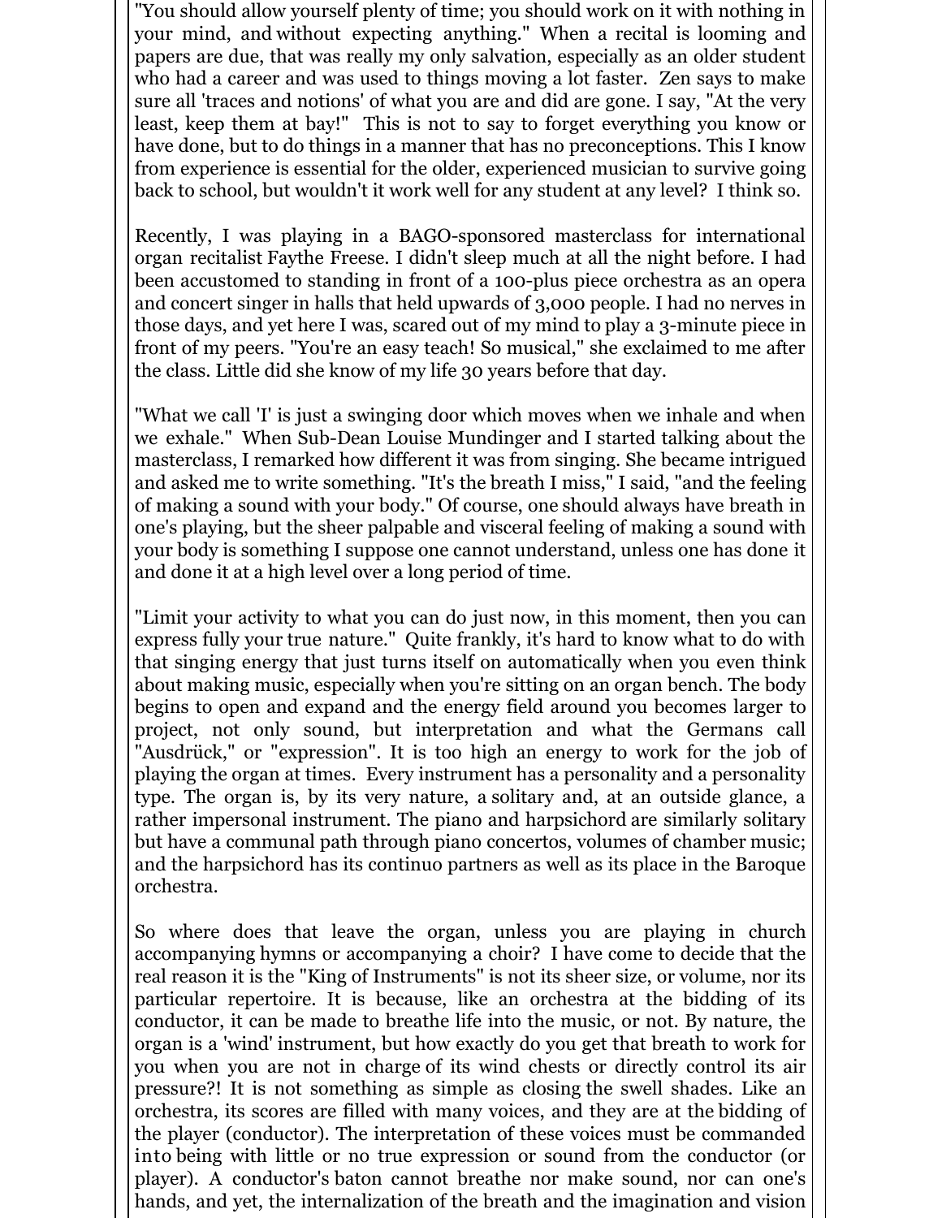"You should allow yourself plenty of time; you should work on it with nothing in your mind, and without expecting anything." When a recital is looming and papers are due, that was really my only salvation, especially as an older student who had a career and was used to things moving a lot faster. Zen says to make sure all 'traces and notions' of what you are and did are gone. I say, "At the very least, keep them at bay!" This is not to say to forget everything you know or have done, but to do things in a manner that has no preconceptions. This I know from experience is essential for the older, experienced musician to survive going back to school, but wouldn't it work well for any student at any level? I think so.

Recently, I was playing in a BAGO-sponsored masterclass for international organ recitalist Faythe Freese. I didn't sleep much at all the night before. I had been accustomed to standing in front of a 100-plus piece orchestra as an opera and concert singer in halls that held upwards of 3,000 people. I had no nerves in those days, and yet here I was, scared out of my mind to play a 3-minute piece in front of my peers. "You're an easy teach! So musical," she exclaimed to me after the class. Little did she know of my life 30 years before that day.

"What we call 'I' is just a swinging door which moves when we inhale and when we exhale." When Sub-Dean Louise Mundinger and I started talking about the masterclass, I remarked how different it was from singing. She became intrigued and asked me to write something. "It's the breath I miss," I said, "and the feeling of making a sound with your body." Of course, one should always have breath in one's playing, but the sheer palpable and visceral feeling of making a sound with your body is something I suppose one cannot understand, unless one has done it and done it at a high level over a long period of time.

"Limit your activity to what you can do just now, in this moment, then you can express fully your true nature." Quite frankly, it's hard to know what to do with that singing energy that just turns itself on automatically when you even think about making music, especially when you're sitting on an organ bench. The body begins to open and expand and the energy field around you becomes larger to project, not only sound, but interpretation and what the Germans call "Ausdrück," or "expression". It is too high an energy to work for the job of playing the organ at times. Every instrument has a personality and a personality type. The organ is, by its very nature, a solitary and, at an outside glance, a rather impersonal instrument. The piano and harpsichord are similarly solitary but have a communal path through piano concertos, volumes of chamber music; and the harpsichord has its continuo partners as well as its place in the Baroque orchestra.

So where does that leave the organ, unless you are playing in church accompanying hymns or accompanying a choir? I have come to decide that the real reason it is the "King of Instruments" is not its sheer size, or volume, nor its particular repertoire. It is because, like an orchestra at the bidding of its conductor, it can be made to breathe life into the music, or not. By nature, the organ is a 'wind' instrument, but how exactly do you get that breath to work for you when you are not in charge of its wind chests or directly control its air pressure?! It is not something as simple as closing the swell shades. Like an orchestra, its scores are filled with many voices, and they are at the bidding of the player (conductor). The interpretation of these voices must be commanded into being with little or no true expression or sound from the conductor (or player). A conductor's baton cannot breathe nor make sound, nor can one's hands, and yet, the internalization of the breath and the imagination and vision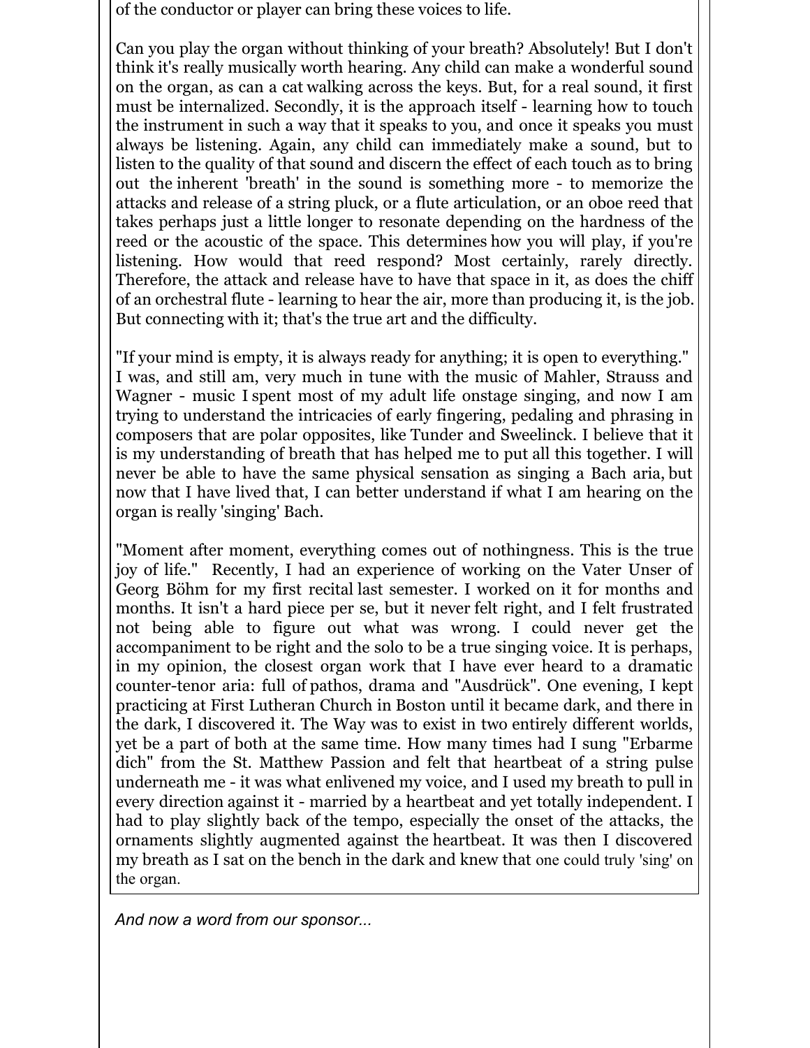of the conductor or player can bring these voices to life.

Can you play the organ without thinking of your breath? Absolutely! But I don't think it's really musically worth hearing. Any child can make a wonderful sound on the organ, as can a cat walking across the keys. But, for a real sound, it first must be internalized. Secondly, it is the approach itself - learning how to touch the instrument in such a way that it speaks to you, and once it speaks you must always be listening. Again, any child can immediately make a sound, but to listen to the quality of that sound and discern the effect of each touch as to bring out the inherent 'breath' in the sound is something more - to memorize the attacks and release of a string pluck, or a flute articulation, or an oboe reed that takes perhaps just a little longer to resonate depending on the hardness of the reed or the acoustic of the space. This determines how you will play, if you're listening. How would that reed respond? Most certainly, rarely directly. Therefore, the attack and release have to have that space in it, as does the chiff of an orchestral flute - learning to hear the air, more than producing it, is the job. But connecting with it; that's the true art and the difficulty.

"If your mind is empty, it is always ready for anything; it is open to everything." I was, and still am, very much in tune with the music of Mahler, Strauss and Wagner - music I spent most of my adult life onstage singing, and now I am trying to understand the intricacies of early fingering, pedaling and phrasing in composers that are polar opposites, like Tunder and Sweelinck. I believe that it is my understanding of breath that has helped me to put all this together. I will never be able to have the same physical sensation as singing a Bach aria, but now that I have lived that, I can better understand if what I am hearing on the organ is really 'singing' Bach.

"Moment after moment, everything comes out of nothingness. This is the true joy of life." Recently, I had an experience of working on the Vater Unser of Georg Böhm for my first recital last semester. I worked on it for months and months. It isn't a hard piece per se, but it never felt right, and I felt frustrated not being able to figure out what was wrong. I could never get the accompaniment to be right and the solo to be a true singing voice. It is perhaps, in my opinion, the closest organ work that I have ever heard to a dramatic counter-tenor aria: full of pathos, drama and "Ausdrück". One evening, I kept practicing at First Lutheran Church in Boston until it became dark, and there in the dark, I discovered it. The Way was to exist in two entirely different worlds, yet be a part of both at the same time. How many times had I sung "Erbarme dich" from the St. Matthew Passion and felt that heartbeat of a string pulse underneath me - it was what enlivened my voice, and I used my breath to pull in every direction against it - married by a heartbeat and yet totally independent. I had to play slightly back of the tempo, especially the onset of the attacks, the ornaments slightly augmented against the heartbeat. It was then I discovered my breath as I sat on the bench in the dark and knew that one could truly 'sing' on the organ.

*And now a word from our sponsor...*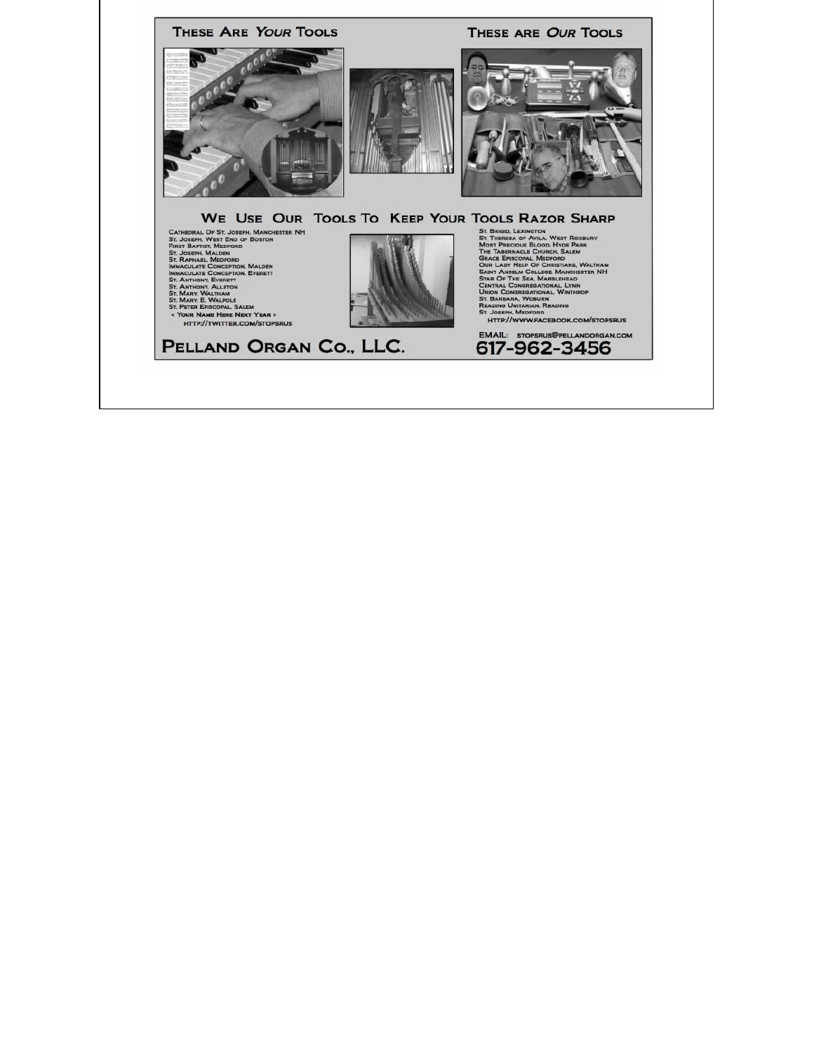THESE ARE *YOUR* TOOLS

THESE ARE *OUR* TOOLS

## WE USE OUR TOOLS TO KEEP YOUR TOOLS RAZOR SHARP

CATHEDRAL OF ST. JOSEPH, MANCHESTER NH
ST. JOSEPH, WEST END OF BOSTON
FIRST BAPTIST, MEDFORD
ST. JOSEPH, MALDEN
ST. RAPHAEL, MEDFORD
IMMACULATE CONCEPTION, MALDEN
IMMACULATE CONCEPTION, EVERETT
ST. ANTHONY, EVERETT
ST. ANTHONY, ALLSTON
ST. MARY, WALTHAM
ST. MARY, E. WALPOLE
ST. PETER EPISCOPAL, SALEM
< YOUR NAME HERE NEXT YEAR >
HTTP://TWITTER.COM/STOPSRUS

ST. BRIGID, LEXINGTON
ST. THERESA OF AVILA, WEST ROXBURY
MOST PRECIOUS BLOOD, HYDE PARK
THE TABERNACLE CHURCH, SALEM
GRACE EPISCOPAL, MEDFORD
OUR LADY HELP OF CHRISTIANS, WALTHAM
SAINT ANSELM COLLEGE, MANCHESTER NH
STAR OF THE SEA, MARBLEHEAD
CENTRAL CONGREGATIONAL, LYNN
UNION CONGREGATIONAL, WINTHROP
ST. BARBARA, WOBURN
READING UNITARIAN, READING
ST. JOSEPH, MEDFORD
HTTP://WWW.FACEBOOK.COM/STOPSRUS

**PELLAND ORGAN CO., LLC.**

EMAIL: STOPSRUS@PELLANDORGAN.COM

**617-962-3456**